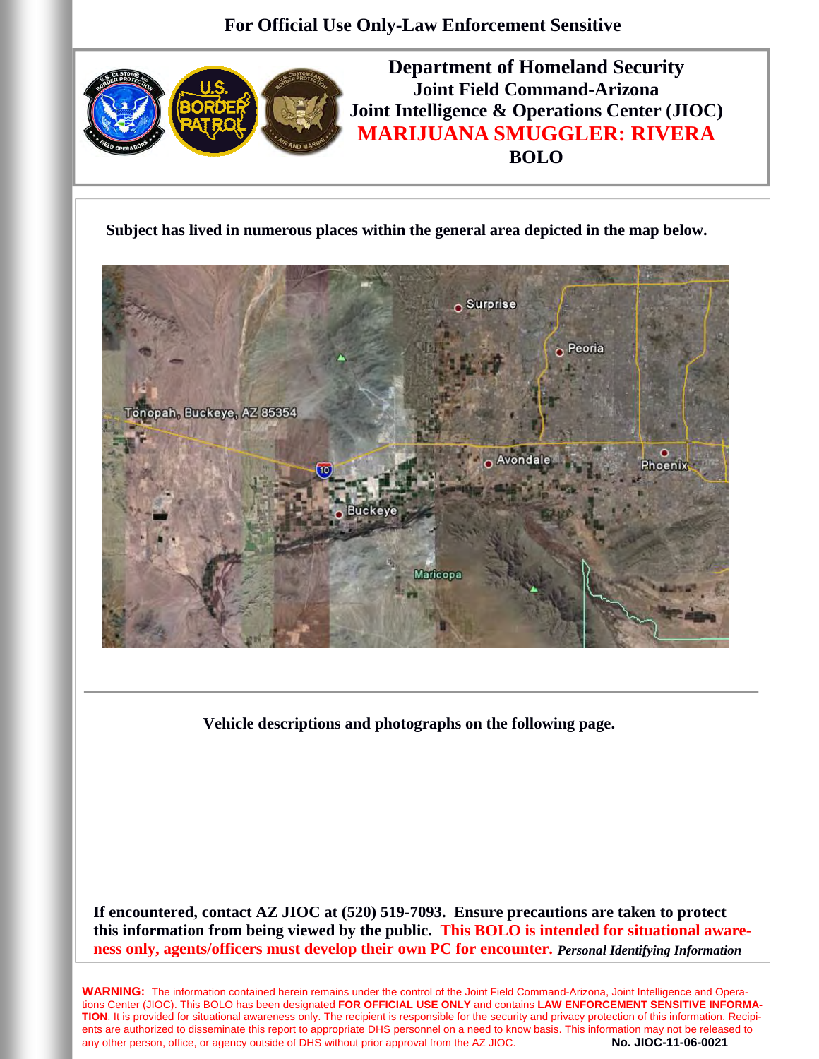**For Official Use Only-Law Enforcement Sensitive**

# Department of Homeland Security
## Joint Field Command-Arizona
## Joint Intelligence & Operations Center (JIOC)
## MARIJUANA SMUGGLER: RIVERA
## BOLO

**Subject has lived in numerous places within the general area depicted in the map below.**

Tonopah, Buckeye, AZ 85354

Surprise

Peoria

Avondale

Phoenix

Buckeye

Maricopa

**Vehicle descriptions and photographs on the following page.**

**If encountered, contact AZ JIOC at (520) 519-7093. Ensure precautions are taken to protect this information from being viewed by the public. This BOLO is intended for situational awareness only, agents/officers must develop their own PC for encounter.** ***Personal Identifying Information***

**WARNING:** The information contained herein remains under the control of the Joint Field Command-Arizona, Joint Intelligence and Operations Center (JIOC). This BOLO has been designated **FOR OFFICIAL USE ONLY** and contains **LAW ENFORCEMENT SENSITIVE INFORMATION**. It is provided for situational awareness only. The recipient is responsible for the security and privacy protection of this information. Recipients are authorized to disseminate this report to appropriate DHS personnel on a need to know basis. This information may not be released to any other person, office, or agency outside of DHS without prior approval from the AZ JIOC. **No. JIOC-11-06-0021**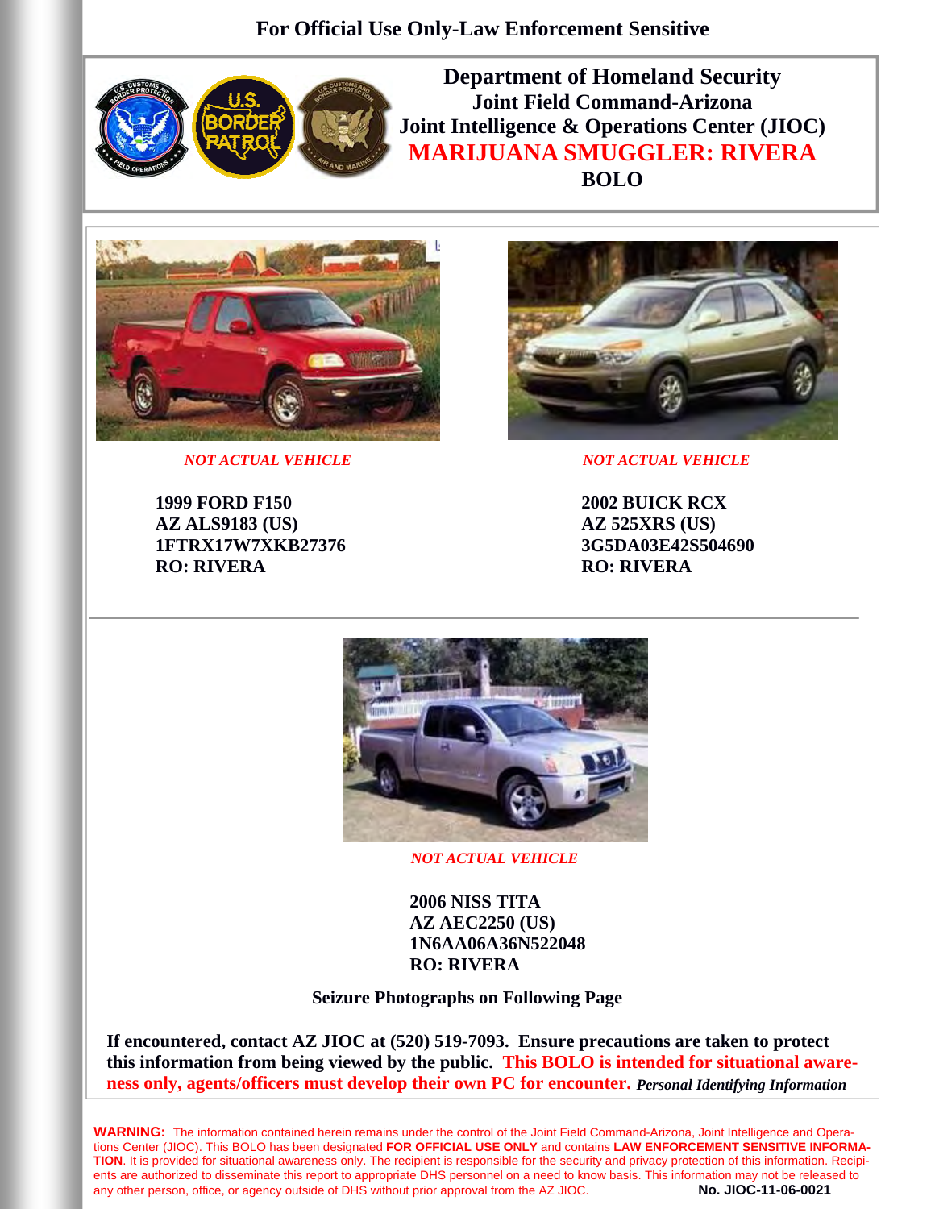**For Official Use Only-Law Enforcement Sensitive**

# Department of Homeland Security
## Joint Field Command-Arizona
## Joint Intelligence & Operations Center (JIOC)
## MARIJUANA SMUGGLER: RIVERA
## BOLO

*NOT ACTUAL VEHICLE*

**1999 FORD F150**
**AZ ALS9183 (US)**
**1FTRX17W7XKB27376**
**RO: RIVERA**

*NOT ACTUAL VEHICLE*

**2002 BUICK RCX**
**AZ 525XRS (US)**
**3G5DA03E42S504690**
**RO: RIVERA**

*NOT ACTUAL VEHICLE*

**2006 NISS TITA**
**AZ AEC2250 (US)**
**1N6AA06A36N522048**
**RO: RIVERA**

**Seizure Photographs on Following Page**

**If encountered, contact AZ JIOC at (520) 519-7093. Ensure precautions are taken to protect this information from being viewed by the public. This BOLO is intended for situational awareness only, agents/officers must develop their own PC for encounter.** ***Personal Identifying Information***

**WARNING:** The information contained herein remains under the control of the Joint Field Command-Arizona, Joint Intelligence and Operations Center (JIOC). This BOLO has been designated **FOR OFFICIAL USE ONLY** and contains **LAW ENFORCEMENT SENSITIVE INFORMATION**. It is provided for situational awareness only. The recipient is responsible for the security and privacy protection of this information. Recipients are authorized to disseminate this report to appropriate DHS personnel on a need to know basis. This information may not be released to any other person, office, or agency outside of DHS without prior approval from the AZ JIOC. **No. JIOC-11-06-0021**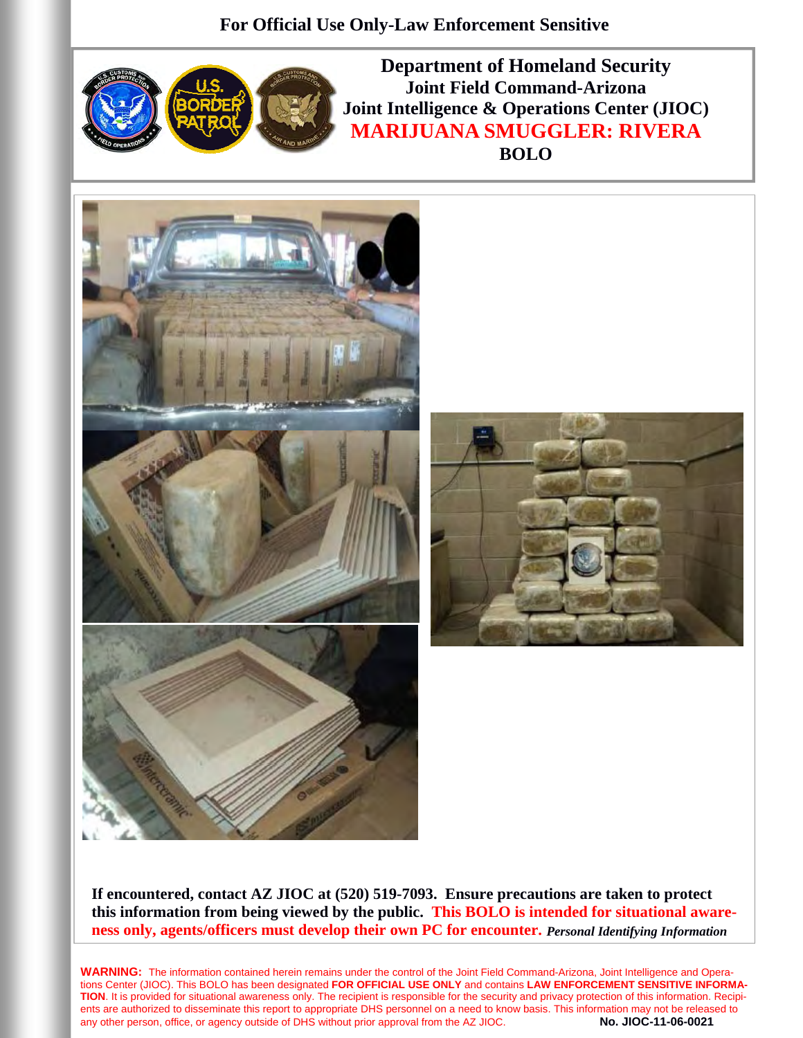**For Official Use Only-Law Enforcement Sensitive**

# Department of Homeland Security
## Joint Field Command-Arizona
## Joint Intelligence & Operations Center (JIOC)
## MARIJUANA SMUGGLER: RIVERA
## BOLO

**If encountered, contact AZ JIOC at (520) 519-7093. Ensure precautions are taken to protect this information from being viewed by the public. This BOLO is intended for situational awareness only, agents/officers must develop their own PC for encounter.** ***Personal Identifying Information***

**WARNING:** The information contained herein remains under the control of the Joint Field Command-Arizona, Joint Intelligence and Operations Center (JIOC). This BOLO has been designated **FOR OFFICIAL USE ONLY** and contains **LAW ENFORCEMENT SENSITIVE INFORMATION**. It is provided for situational awareness only. The recipient is responsible for the security and privacy protection of this information. Recipients are authorized to disseminate this report to appropriate DHS personnel on a need to know basis. This information may not be released to any other person, office, or agency outside of DHS without prior approval from the AZ JIOC. **No. JIOC-11-06-0021**